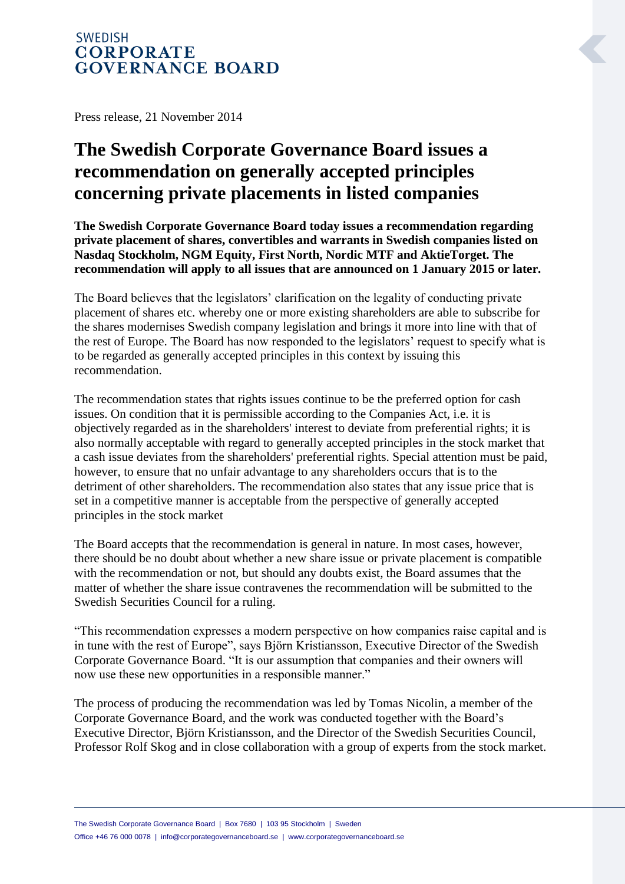SWEDISH
**CORPORATE GOVERNANCE BOARD**

Press release, 21 November 2014

# The Swedish Corporate Governance Board issues a recommendation on generally accepted principles concerning private placements in listed companies

**The Swedish Corporate Governance Board today issues a recommendation regarding private placement of shares, convertibles and warrants in Swedish companies listed on Nasdaq Stockholm, NGM Equity, First North, Nordic MTF and AktieTorget. The recommendation will apply to all issues that are announced on 1 January 2015 or later.**

The Board believes that the legislators' clarification on the legality of conducting private placement of shares etc. whereby one or more existing shareholders are able to subscribe for the shares modernises Swedish company legislation and brings it more into line with that of the rest of Europe. The Board has now responded to the legislators' request to specify what is to be regarded as generally accepted principles in this context by issuing this recommendation.

The recommendation states that rights issues continue to be the preferred option for cash issues. On condition that it is permissible according to the Companies Act, i.e. it is objectively regarded as in the shareholders' interest to deviate from preferential rights; it is also normally acceptable with regard to generally accepted principles in the stock market that a cash issue deviates from the shareholders' preferential rights. Special attention must be paid, however, to ensure that no unfair advantage to any shareholders occurs that is to the detriment of other shareholders. The recommendation also states that any issue price that is set in a competitive manner is acceptable from the perspective of generally accepted principles in the stock market

The Board accepts that the recommendation is general in nature. In most cases, however, there should be no doubt about whether a new share issue or private placement is compatible with the recommendation or not, but should any doubts exist, the Board assumes that the matter of whether the share issue contravenes the recommendation will be submitted to the Swedish Securities Council for a ruling.

"This recommendation expresses a modern perspective on how companies raise capital and is in tune with the rest of Europe", says Björn Kristiansson, Executive Director of the Swedish Corporate Governance Board. "It is our assumption that companies and their owners will now use these new opportunities in a responsible manner."

The process of producing the recommendation was led by Tomas Nicolin, a member of the Corporate Governance Board, and the work was conducted together with the Board's Executive Director, Björn Kristiansson, and the Director of the Swedish Securities Council, Professor Rolf Skog and in close collaboration with a group of experts from the stock market.

The Swedish Corporate Governance Board | Box 7680 | 103 95 Stockholm | Sweden
Office +46 76 000 0078 | info@corporategovernanceboard.se | www.corporategovernanceboard.se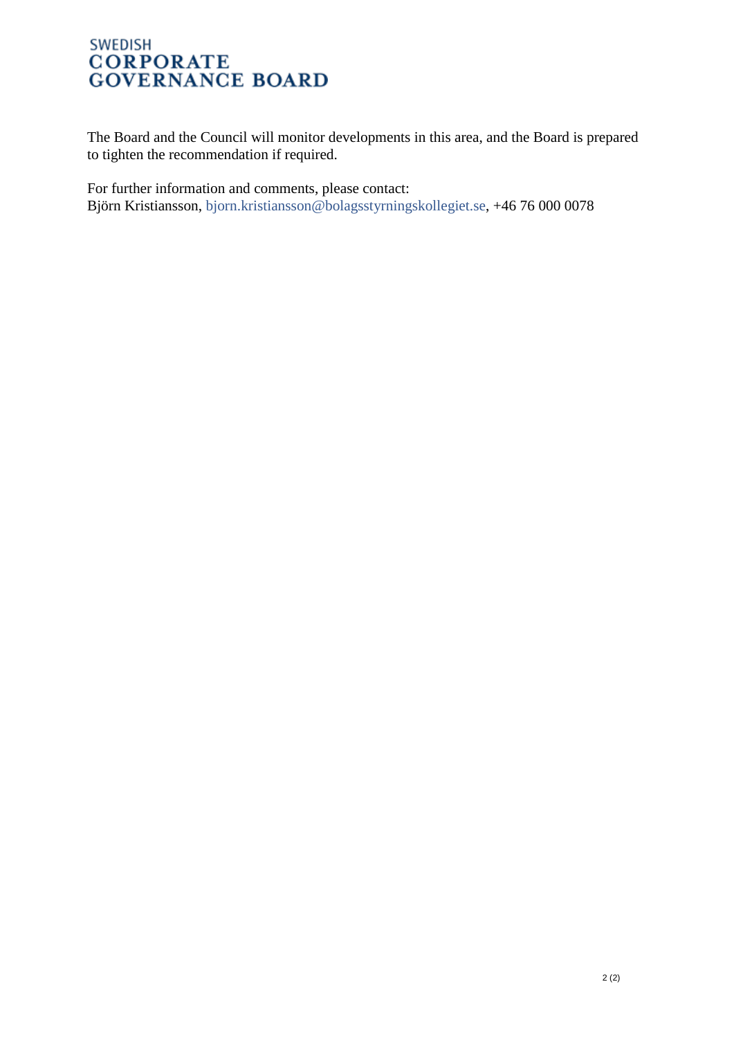The Board and the Council will monitor developments in this area, and the Board is prepared to tighten the recommendation if required.

For further information and comments, please contact:
Björn Kristiansson, bjorn.kristiansson@bolagsstyrningskollegiet.se, +46 76 000 0078